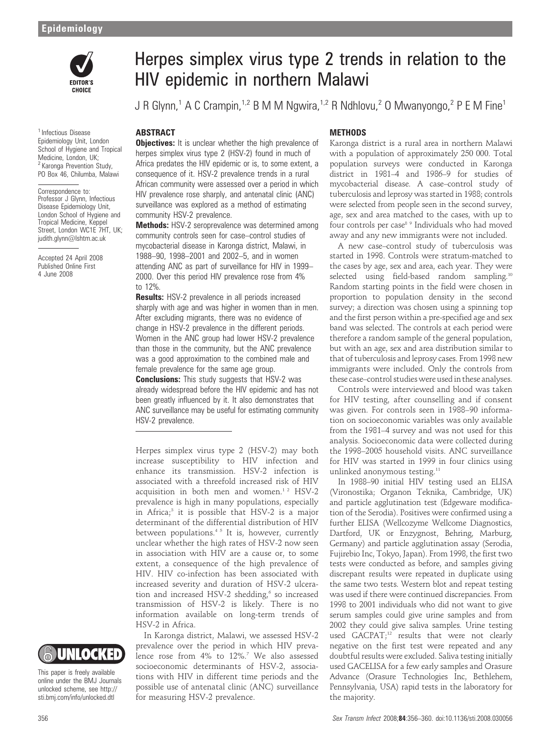# Herpes simplex virus type 2 trends in relation to the HIV epidemic in northern Malawi

J R Glynn,[1] A C Crampin,[1,2] B M M Ngwira,[1,2] R Ndhlovu,[2] O Mwanyongo,[2] P E M Fine[1]

[1] Infectious Disease Epidemiology Unit, London School of Hygiene and Tropical Medicine, London, UK; [2] Karonga Prevention Study, PO Box 46, Chilumba, Malawi

Correspondence to: Professor J Glynn, Infectious Disease Epidemiology Unit, London School of Hygiene and Tropical Medicine, Keppel Street, London WC1E 7HT, UK; judith.glynn@lshtm.ac.uk

Accepted 24 April 2008
Published Online First 4 June 2008

This paper is freely available online under the BMJ Journals unlocked scheme, see http://sti.bmj.com/info/unlocked.dtl

## ABSTRACT

**Objectives:** It is unclear whether the high prevalence of herpes simplex virus type 2 (HSV-2) found in much of Africa predates the HIV epidemic or is, to some extent, a consequence of it. HSV-2 prevalence trends in a rural African community were assessed over a period in which HIV prevalence rose sharply, and antenatal clinic (ANC) surveillance was explored as a method of estimating community HSV-2 prevalence.

**Methods:** HSV-2 seroprevalence was determined among community controls seen for case–control studies of mycobacterial disease in Karonga district, Malawi, in 1988–90, 1998–2001 and 2002–5, and in women attending ANC as part of surveillance for HIV in 1999–2000. Over this period HIV prevalence rose from 4% to 12%.

**Results:** HSV-2 prevalence in all periods increased sharply with age and was higher in women than in men. After excluding migrants, there was no evidence of change in HSV-2 prevalence in the different periods. Women in the ANC group had lower HSV-2 prevalence than those in the community, but the ANC prevalence was a good approximation to the combined male and female prevalence for the same age group.

**Conclusions:** This study suggests that HSV-2 was already widespread before the HIV epidemic and has not been greatly influenced by it. It also demonstrates that ANC surveillance may be useful for estimating community HSV-2 prevalence.

Herpes simplex virus type 2 (HSV-2) may both increase susceptibility to HIV infection and enhance its transmission. HSV-2 infection is associated with a threefold increased risk of HIV acquisition in both men and women.[1,2] HSV-2 prevalence is high in many populations, especially in Africa;[3] it is possible that HSV-2 is a major determinant of the differential distribution of HIV between populations.[4,5] It is, however, currently unclear whether the high rates of HSV-2 now seen in association with HIV are a cause or, to some extent, a consequence of the high prevalence of HIV. HIV co-infection has been associated with increased severity and duration of HSV-2 ulceration and increased HSV-2 shedding,[6] so increased transmission of HSV-2 is likely. There is no information available on long-term trends of HSV-2 in Africa.

In Karonga district, Malawi, we assessed HSV-2 prevalence over the period in which HIV prevalence rose from 4% to 12%.[7] We also assessed socioeconomic determinants of HSV-2, associations with HIV in different time periods and the possible use of antenatal clinic (ANC) surveillance for measuring HSV-2 prevalence.

## METHODS

Karonga district is a rural area in northern Malawi with a population of approximately 250 000. Total population surveys were conducted in Karonga district in 1981–4 and 1986–9 for studies of mycobacterial disease. A case–control study of tuberculosis and leprosy was started in 1988; controls were selected from people seen in the second survey, age, sex and area matched to the cases, with up to four controls per case[8,9] Individuals who had moved away and any new immigrants were not included.

A new case–control study of tuberculosis was started in 1998. Controls were stratum-matched to the cases by age, sex and area, each year. They were selected using field-based random sampling.[10] Random starting points in the field were chosen in proportion to population density in the second survey; a direction was chosen using a spinning top and the first person within a pre-specified age and sex band was selected. The controls at each period were therefore a random sample of the general population, but with an age, sex and area distribution similar to that of tuberculosis and leprosy cases. From 1998 new immigrants were included. Only the controls from these case–control studies were used in these analyses.

Controls were interviewed and blood was taken for HIV testing, after counselling and if consent was given. For controls seen in 1988–90 information on socioeconomic variables was only available from the 1981–4 survey and was not used for this analysis. Socioeconomic data were collected during the 1998–2005 household visits. ANC surveillance for HIV was started in 1999 in four clinics using unlinked anonymous testing.[11]

In 1988–90 initial HIV testing used an ELISA (Vironostika; Organon Teknika, Cambridge, UK) and particle agglutination test (Edgeware modification of the Serodia). Positives were confirmed using a further ELISA (Wellcozyme Wellcome Diagnostics, Dartford, UK or Enzygnost, Behring, Marburg, Germany) and particle agglutination assay (Serodia, Fujirebio Inc, Tokyo, Japan). From 1998, the first two tests were conducted as before, and samples giving discrepant results were repeated in duplicate using the same two tests. Western blot and repeat testing was used if there were continued discrepancies. From 1998 to 2001 individuals who did not want to give serum samples could give urine samples and from 2002 they could give saliva samples. Urine testing used GACPAT;[12] results that were not clearly negative on the first test were repeated and any doubtful results were excluded. Saliva testing initially used GACELISA for a few early samples and Orasure Advance (Orasure Technologies Inc, Bethlehem, Pennsylvania, USA) rapid tests in the laboratory for the majority.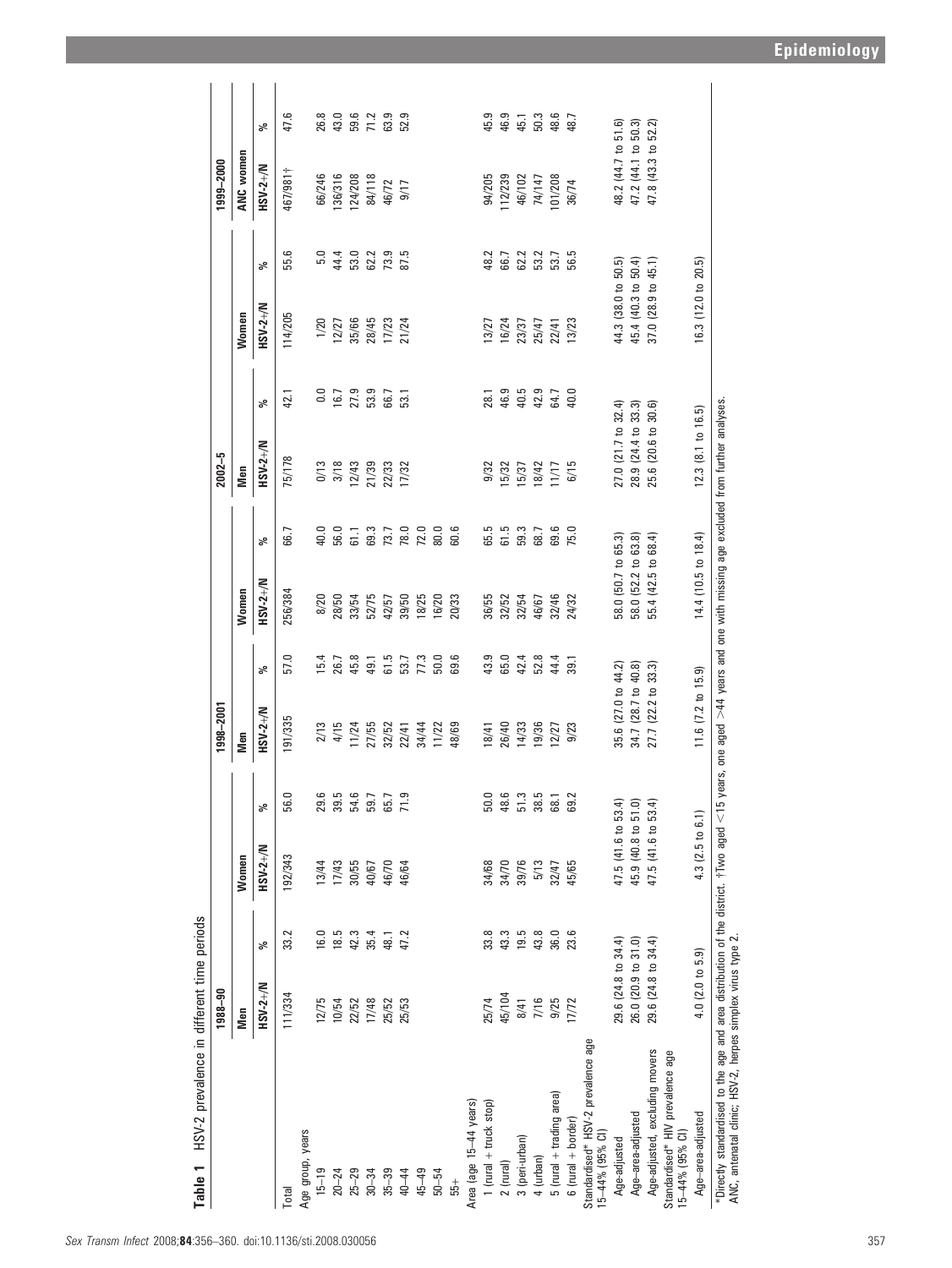**Table 1** HSV-2 prevalence in different time periods

| | 1988–90 | | | | 1998–2001 | | | | 2002–5 | | | | 1999–2000 | |
|---|---|---|---|---|---|---|---|---|---|---|---|---|---|---|
| | Men | | Women | | Men | | Women | | Men | | Women | | ANC women | |
| | HSV-2+/N | % | HSV-2+/N | % | HSV-2+/N | % | HSV-2+/N | % | HSV-2+/N | % | HSV-2+/N | % | HSV-2+/N | % |
| Total | 111/334 | 33.2 | 192/343 | 56.0 | 191/335 | 57.0 | 256/384 | 66.7 | 75/178 | 42.1 | 114/205 | 55.6 | 467/981† | 47.6 |
| Age group, years | | | | | | | | | | | | | | |
| 15–19 | 12/75 | 16.0 | 13/44 | 29.6 | 2/13 | 15.4 | 8/20 | 40.0 | 0/13 | 0.0 | 1/20 | 5.0 | 66/246 | 26.8 |
| 20–24 | 10/54 | 18.5 | 17/43 | 39.5 | 4/15 | 26.7 | 28/50 | 56.0 | 3/18 | 16.7 | 12/27 | 44.4 | 136/316 | 43.0 |
| 25–29 | 22/52 | 42.3 | 30/55 | 54.6 | 11/24 | 45.8 | 33/54 | 61.1 | 12/43 | 27.9 | 35/66 | 53.0 | 124/208 | 59.6 |
| 30–34 | 17/48 | 35.4 | 40/67 | 59.7 | 27/55 | 49.1 | 52/75 | 69.3 | 21/39 | 53.9 | 28/45 | 62.2 | 84/118 | 71.2 |
| 35–39 | 25/52 | 48.1 | 46/70 | 65.7 | 32/52 | 61.5 | 42/57 | 73.7 | 22/33 | 66.7 | 17/23 | 73.9 | 46/72 | 63.9 |
| 40–44 | 25/53 | 47.2 | 46/64 | 71.9 | 22/41 | 53.7 | 39/50 | 78.0 | 17/32 | 53.1 | 21/24 | 87.5 | 9/17 | 52.9 |
| 45–49 | | | | | 34/44 | 77.3 | 18/25 | 72.0 | | | | | | |
| 50–54 | | | | | 11/22 | 50.0 | 16/20 | 80.0 | | | | | | |
| 55+ | | | | | 48/69 | 69.6 | 20/33 | 60.6 | | | | | | |
| Area (age 15–44 years) | | | | | | | | | | | | | | |
| 1 (rural + truck stop) | 25/74 | 33.8 | 34/68 | 50.0 | 18/41 | 43.9 | 36/55 | 65.5 | 9/32 | 28.1 | 13/27 | 48.2 | 94/205 | 45.9 |
| 2 (rural) | 45/104 | 43.3 | 34/70 | 48.6 | 26/40 | 65.0 | 32/52 | 61.5 | 15/32 | 46.9 | 16/24 | 66.7 | 112/239 | 46.9 |
| 3 (peri-urban) | 8/41 | 19.5 | 39/76 | 51.3 | 14/33 | 42.4 | 32/54 | 59.3 | 15/37 | 40.5 | 23/37 | 62.2 | 46/102 | 45.1 |
| 4 (urban) | 7/16 | 43.8 | 5/13 | 38.5 | 19/36 | 52.8 | 46/67 | 68.7 | 18/42 | 42.9 | 25/47 | 53.2 | 74/147 | 50.3 |
| 5 (rural + trading area) | 9/25 | 36.0 | 32/47 | 68.1 | 12/27 | 44.4 | 32/46 | 69.6 | 11/17 | 64.7 | 22/41 | 53.7 | 101/208 | 48.6 |
| 6 (rural + border) | 17/72 | 23.6 | 45/65 | 69.2 | 9/23 | 39.1 | 24/32 | 75.0 | 6/15 | 40.0 | 13/23 | 56.5 | 36/74 | 48.7 |
| Standardised* HSV-2 prevalence age 15–44% (95% CI) | | | | | | | | | | | | | | |
| Age-adjusted | 29.6 (24.8 to 34.4) | | 47.5 (41.6 to 53.4) | | 35.6 (27.0 to 44.2) | | 58.0 (50.7 to 65.3) | | 27.0 (21.7 to 32.4) | | 44.3 (38.0 to 50.5) | | 48.2 (44.7 to 51.6) | |
| Age–area-adjusted | 26.0 (20.9 to 31.0) | | 45.9 (40.8 to 51.0) | | 34.7 (28.7 to 40.8) | | 58.0 (52.2 to 63.8) | | 28.9 (24.4 to 33.3) | | 45.4 (40.3 to 50.4) | | 47.2 (44.1 to 50.3) | |
| Age-adjusted, excluding movers | 29.6 (24.8 to 34.4) | | 47.5 (41.6 to 53.4) | | 27.7 (22.2 to 33.3) | | 55.4 (42.5 to 68.4) | | 25.6 (20.6 to 30.6) | | 37.0 (28.9 to 45.1) | | 47.8 (43.3 to 52.2) | |
| Standardised* HIV prevalence age 15–44% (95% CI) | | | | | | | | | | | | | | |
| Age–area-adjusted | 4.0 (2.0 to 5.9) | | 4.3 (2.5 to 6.1) | | 11.6 (7.2 to 15.9) | | 14.4 (10.5 to 18.4) | | 12.3 (8.1 to 16.5) | | 16.3 (12.0 to 20.5) | | | |

*Directly standardised to the age and area distribution of the district. †Two aged <15 years, one aged >44 years and one with missing age excluded from further analyses.
ANC, antenatal clinic; HSV-2, herpes simplex virus type 2.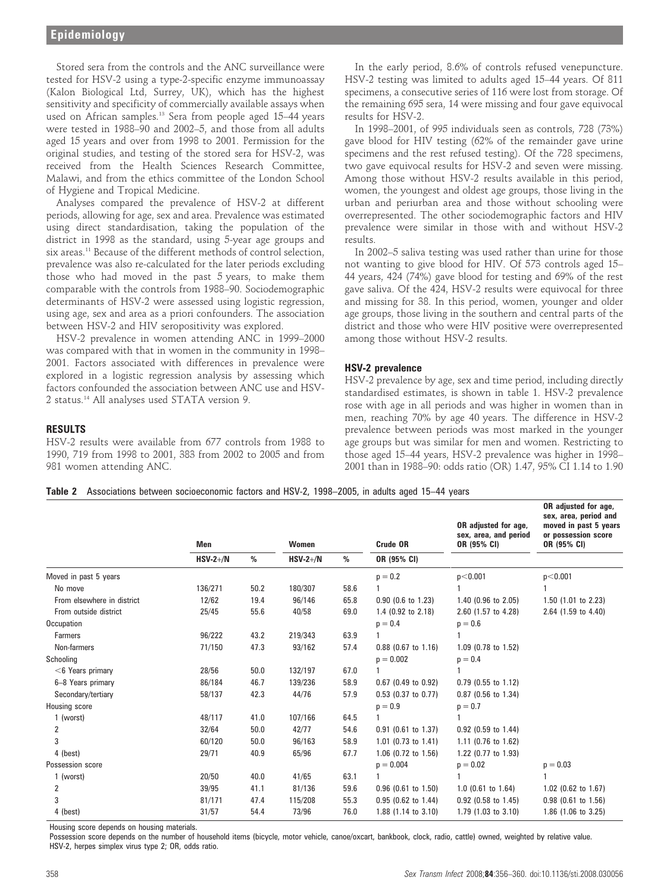Stored sera from the controls and the ANC surveillance were tested for HSV-2 using a type-2-specific enzyme immunoassay (Kalon Biological Ltd, Surrey, UK), which has the highest sensitivity and specificity of commercially available assays when used on African samples.[13] Sera from people aged 15–44 years were tested in 1988–90 and 2002–5, and those from all adults aged 15 years and over from 1998 to 2001. Permission for the original studies, and testing of the stored sera for HSV-2, was received from the Health Sciences Research Committee, Malawi, and from the ethics committee of the London School of Hygiene and Tropical Medicine.

Analyses compared the prevalence of HSV-2 at different periods, allowing for age, sex and area. Prevalence was estimated using direct standardisation, taking the population of the district in 1998 as the standard, using 5-year age groups and six areas.[11] Because of the different methods of control selection, prevalence was also re-calculated for the later periods excluding those who had moved in the past 5 years, to make them comparable with the controls from 1988–90. Sociodemographic determinants of HSV-2 were assessed using logistic regression, using age, sex and area as a priori confounders. The association between HSV-2 and HIV seropositivity was explored.

HSV-2 prevalence in women attending ANC in 1999–2000 was compared with that in women in the community in 1998–2001. Factors associated with differences in prevalence were explored in a logistic regression analysis by assessing which factors confounded the association between ANC use and HSV-2 status.[14] All analyses used STATA version 9.

## RESULTS

HSV-2 results were available from 677 controls from 1988 to 1990, 719 from 1998 to 2001, 383 from 2002 to 2005 and from 981 women attending ANC.

In the early period, 8.6% of controls refused venepuncture. HSV-2 testing was limited to adults aged 15–44 years. Of 811 specimens, a consecutive series of 116 were lost from storage. Of the remaining 695 sera, 14 were missing and four gave equivocal results for HSV-2.

In 1998–2001, of 995 individuals seen as controls, 728 (73%) gave blood for HIV testing (62% of the remainder gave urine specimens and the rest refused testing). Of the 728 specimens, two gave equivocal results for HSV-2 and seven were missing. Among those without HSV-2 results available in this period, women, the youngest and oldest age groups, those living in the urban and periurban area and those without schooling were overrepresented. The other sociodemographic factors and HIV prevalence were similar in those with and without HSV-2 results.

In 2002–5 saliva testing was used rather than urine for those not wanting to give blood for HIV. Of 573 controls aged 15–44 years, 424 (74%) gave blood for testing and 69% of the rest gave saliva. Of the 424, HSV-2 results were equivocal for three and missing for 38. In this period, women, younger and older age groups, those living in the southern and central parts of the district and those who were HIV positive were overrepresented among those without HSV-2 results.

### HSV-2 prevalence

HSV-2 prevalence by age, sex and time period, including directly standardised estimates, is shown in table 1. HSV-2 prevalence rose with age in all periods and was higher in women than in men, reaching 70% by age 40 years. The difference in HSV-2 prevalence between periods was most marked in the younger age groups but was similar for men and women. Restricting to those aged 15–44 years, HSV-2 prevalence was higher in 1998–2001 than in 1988–90: odds ratio (OR) 1.47, 95% CI 1.14 to 1.90

**Table 2** Associations between socioeconomic factors and HSV-2, 1998–2005, in adults aged 15–44 years

| | Men | | Women | | Crude OR | OR adjusted for age, sex, area, and period OR (95% CI) | OR adjusted for age, sex, area, period and moved in past 5 years or possession score OR (95% CI) |
|---|---|---|---|---|---|---|---|
| | HSV-2+/N | % | HSV-2+/N | % | OR (95% CI) | | |
| Moved in past 5 years | | | | | $p = 0.2$ | $p<0.001$ | $p<0.001$ |
| No move | 136/271 | 50.2 | 180/307 | 58.6 | 1 | 1 | 1 |
| From elsewhere in district | 12/62 | 19.4 | 96/146 | 65.8 | 0.90 (0.6 to 1.23) | 1.40 (0.96 to 2.05) | 1.50 (1.01 to 2.23) |
| From outside district | 25/45 | 55.6 | 40/58 | 69.0 | 1.4 (0.92 to 2.18) | 2.60 (1.57 to 4.28) | 2.64 (1.59 to 4.40) |
| Occupation | | | | | $p = 0.4$ | $p = 0.6$ | |
| Farmers | 96/222 | 43.2 | 219/343 | 63.9 | 1 | 1 | |
| Non-farmers | 71/150 | 47.3 | 93/162 | 57.4 | 0.88 (0.67 to 1.16) | 1.09 (0.78 to 1.52) | |
| Schooling | | | | | $p = 0.002$ | $p = 0.4$ | |
| <6 Years primary | 28/56 | 50.0 | 132/197 | 67.0 | 1 | 1 | |
| 6–8 Years primary | 86/184 | 46.7 | 139/236 | 58.9 | 0.67 (0.49 to 0.92) | 0.79 (0.55 to 1.12) | |
| Secondary/tertiary | 58/137 | 42.3 | 44/76 | 57.9 | 0.53 (0.37 to 0.77) | 0.87 (0.56 to 1.34) | |
| Housing score | | | | | $p = 0.9$ | $p = 0.7$ | |
| 1 (worst) | 48/117 | 41.0 | 107/166 | 64.5 | 1 | 1 | |
| 2 | 32/64 | 50.0 | 42/77 | 54.6 | 0.91 (0.61 to 1.37) | 0.92 (0.59 to 1.44) | |
| 3 | 60/120 | 50.0 | 96/163 | 58.9 | 1.01 (0.73 to 1.41) | 1.11 (0.76 to 1.62) | |
| 4 (best) | 29/71 | 40.9 | 65/96 | 67.7 | 1.06 (0.72 to 1.56) | 1.22 (0.77 to 1.93) | |
| Possession score | | | | | $p = 0.004$ | $p = 0.02$ | $p = 0.03$ |
| 1 (worst) | 20/50 | 40.0 | 41/65 | 63.1 | 1 | 1 | 1 |
| 2 | 39/95 | 41.1 | 81/136 | 59.6 | 0.96 (0.61 to 1.50) | 1.0 (0.61 to 1.64) | 1.02 (0.62 to 1.67) |
| 3 | 81/171 | 47.4 | 115/208 | 55.3 | 0.95 (0.62 to 1.44) | 0.92 (0.58 to 1.45) | 0.98 (0.61 to 1.56) |
| 4 (best) | 31/57 | 54.4 | 73/96 | 76.0 | 1.88 (1.14 to 3.10) | 1.79 (1.03 to 3.10) | 1.86 (1.06 to 3.25) |

Housing score depends on housing materials.
Possession score depends on the number of household items (bicycle, motor vehicle, canoe/oxcart, bankbook, clock, radio, cattle) owned, weighted by relative value.
HSV-2, herpes simplex virus type 2; OR, odds ratio.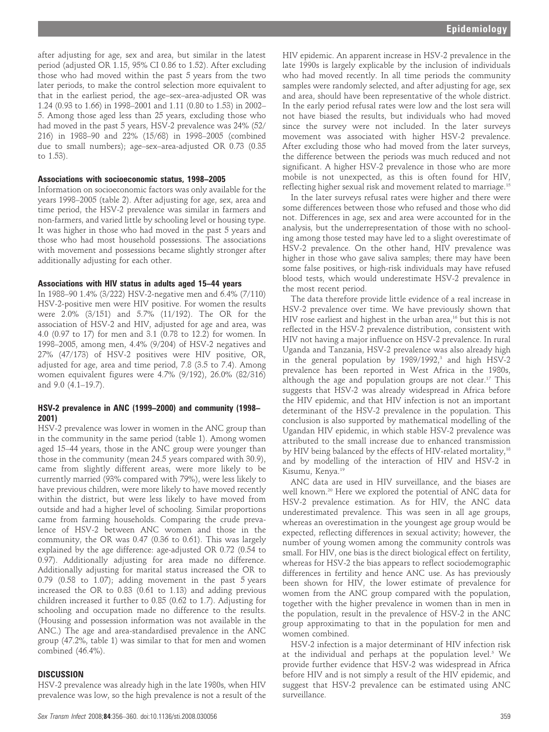after adjusting for age, sex and area, but similar in the latest period (adjusted OR 1.15, 95% CI 0.86 to 1.52). After excluding those who had moved within the past 5 years from the two later periods, to make the control selection more equivalent to that in the earliest period, the age–sex–area-adjusted OR was 1.24 (0.93 to 1.66) in 1998–2001 and 1.11 (0.80 to 1.53) in 2002–5. Among those aged less than 25 years, excluding those who had moved in the past 5 years, HSV-2 prevalence was 24% (52/216) in 1988–90 and 22% (15/68) in 1998–2005 (combined due to small numbers); age–sex–area-adjusted OR 0.73 (0.35 to 1.53).

#### Associations with socioeconomic status, 1998–2005

Information on socioeconomic factors was only available for the years 1998–2005 (table 2). After adjusting for age, sex, area and time period, the HSV-2 prevalence was similar in farmers and non-farmers, and varied little by schooling level or housing type. It was higher in those who had moved in the past 5 years and those who had most household possessions. The associations with movement and possessions became slightly stronger after additionally adjusting for each other.

#### Associations with HIV status in adults aged 15–44 years

In 1988–90 1.4% (3/222) HSV-2-negative men and 6.4% (7/110) HSV-2-positive men were HIV positive. For women the results were 2.0% (3/151) and 5.7% (11/192). The OR for the association of HSV-2 and HIV, adjusted for age and area, was 4.0 (0.97 to 17) for men and 3.1 (0.78 to 12.2) for women. In 1998–2005, among men, 4.4% (9/204) of HSV-2 negatives and 27% (47/173) of HSV-2 positives were HIV positive, OR, adjusted for age, area and time period, 7.8 (3.5 to 7.4). Among women equivalent figures were 4.7% (9/192), 26.0% (82/316) and 9.0 (4.1–19.7).

#### HSV-2 prevalence in ANC (1999–2000) and community (1998–2001)

HSV-2 prevalence was lower in women in the ANC group than in the community in the same period (table 1). Among women aged 15–44 years, those in the ANC group were younger than those in the community (mean 24.5 years compared with 30.9), came from slightly different areas, were more likely to be currently married (93% compared with 79%), were less likely to have previous children, were more likely to have moved recently within the district, but were less likely to have moved from outside and had a higher level of schooling. Similar proportions came from farming households. Comparing the crude prevalence of HSV-2 between ANC women and those in the community, the OR was 0.47 (0.36 to 0.61). This was largely explained by the age difference: age-adjusted OR 0.72 (0.54 to 0.97). Additionally adjusting for area made no difference. Additionally adjusting for marital status increased the OR to 0.79 (0.58 to 1.07); adding movement in the past 5 years increased the OR to 0.83 (0.61 to 1.13) and adding previous children increased it further to 0.85 (0.62 to 1.7). Adjusting for schooling and occupation made no difference to the results. (Housing and possession information was not available in the ANC.) The age and area-standardised prevalence in the ANC group (47.2%, table 1) was similar to that for men and women combined (46.4%).

## DISCUSSION

HSV-2 prevalence was already high in the late 1980s, when HIV prevalence was low, so the high prevalence is not a result of the HIV epidemic. An apparent increase in HSV-2 prevalence in the late 1990s is largely explicable by the inclusion of individuals who had moved recently. In all time periods the community samples were randomly selected, and after adjusting for age, sex and area, should have been representative of the whole district. In the early period refusal rates were low and the lost sera will not have biased the results, but individuals who had moved since the survey were not included. In the later surveys movement was associated with higher HSV-2 prevalence. After excluding those who had moved from the later surveys, the difference between the periods was much reduced and not significant. A higher HSV-2 prevalence in those who are more mobile is not unexpected, as this is often found for HIV, reflecting higher sexual risk and movement related to marriage.[15]

In the later surveys refusal rates were higher and there were some differences between those who refused and those who did not. Differences in age, sex and area were accounted for in the analysis, but the underrepresentation of those with no schooling among those tested may have led to a slight overestimate of HSV-2 prevalence. On the other hand, HIV prevalence was higher in those who gave saliva samples; there may have been some false positives, or high-risk individuals may have refused blood tests, which would underestimate HSV-2 prevalence in the most recent period.

The data therefore provide little evidence of a real increase in HSV-2 prevalence over time. We have previously shown that HIV rose earliest and highest in the urban area,[16] but this is not reflected in the HSV-2 prevalence distribution, consistent with HIV not having a major influence on HSV-2 prevalence. In rural Uganda and Tanzania, HSV-2 prevalence was also already high in the general population by 1989/1992,[3] and high HSV-2 prevalence has been reported in West Africa in the 1980s, although the age and population groups are not clear.[17] This suggests that HSV-2 was already widespread in Africa before the HIV epidemic, and that HIV infection is not an important determinant of the HSV-2 prevalence in the population. This conclusion is also supported by mathematical modelling of the Ugandan HIV epidemic, in which stable HSV-2 prevalence was attributed to the small increase due to enhanced transmission by HIV being balanced by the effects of HIV-related mortality,[18] and by modelling of the interaction of HIV and HSV-2 in Kisumu, Kenya.[19]

ANC data are used in HIV surveillance, and the biases are well known.[20] Here we explored the potential of ANC data for HSV-2 prevalence estimation. As for HIV, the ANC data underestimated prevalence. This was seen in all age groups, whereas an overestimation in the youngest age group would be expected, reflecting differences in sexual activity; however, the number of young women among the community controls was small. For HIV, one bias is the direct biological effect on fertility, whereas for HSV-2 the bias appears to reflect sociodemographic differences in fertility and hence ANC use. As has previously been shown for HIV, the lower estimate of prevalence for women from the ANC group compared with the population, together with the higher prevalence in women than in men in the population, result in the prevalence of HSV-2 in the ANC group approximating to that in the population for men and women combined.

HSV-2 infection is a major determinant of HIV infection risk at the individual and perhaps at the population level.[5] We provide further evidence that HSV-2 was widespread in Africa before HIV and is not simply a result of the HIV epidemic, and suggest that HSV-2 prevalence can be estimated using ANC surveillance.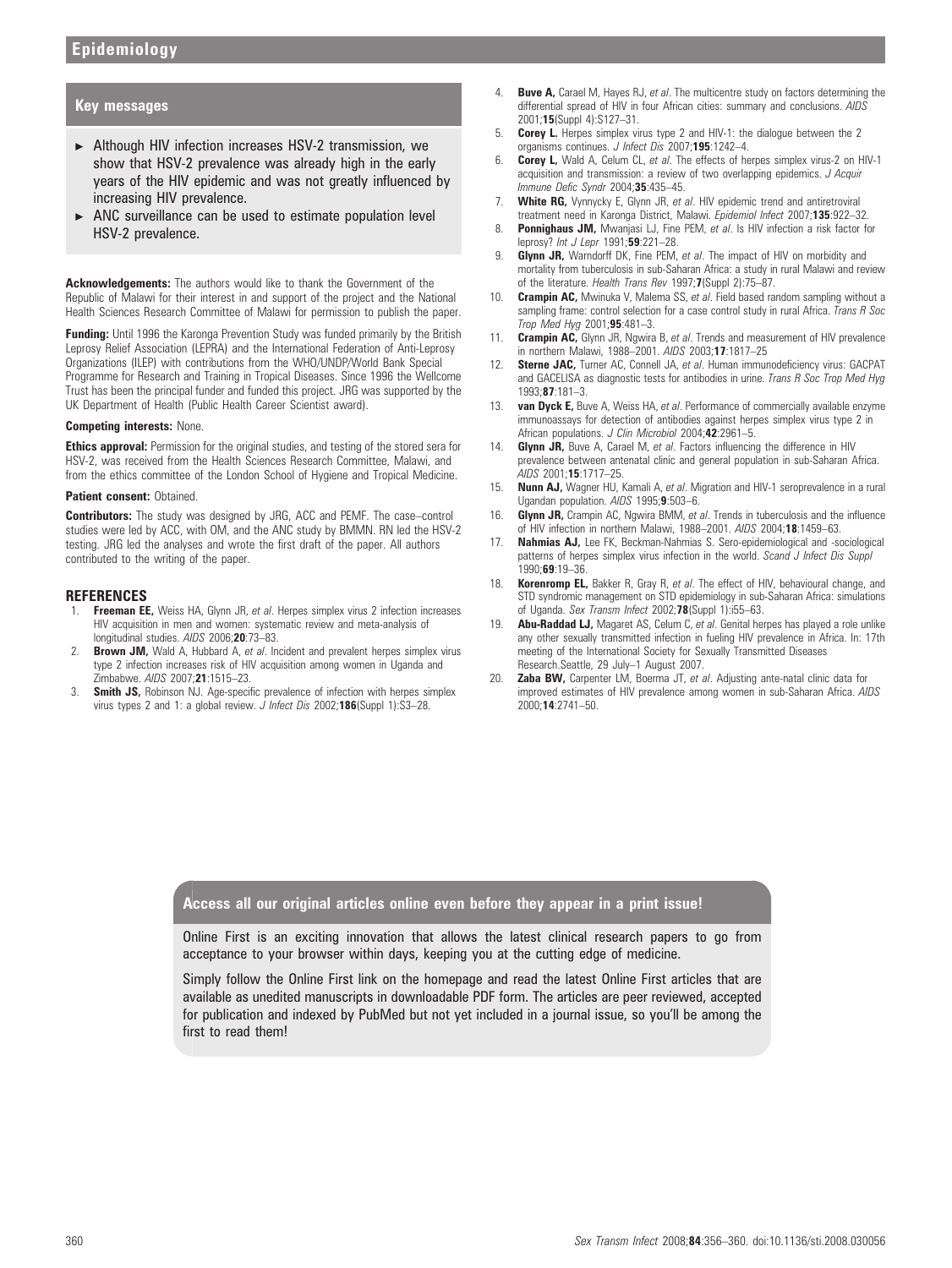## Key messages

- Although HIV infection increases HSV-2 transmission, we show that HSV-2 prevalence was already high in the early years of the HIV epidemic and was not greatly influenced by increasing HIV prevalence.
- ANC surveillance can be used to estimate population level HSV-2 prevalence.

**Acknowledgements:** The authors would like to thank the Government of the Republic of Malawi for their interest in and support of the project and the National Health Sciences Research Committee of Malawi for permission to publish the paper.

**Funding:** Until 1996 the Karonga Prevention Study was funded primarily by the British Leprosy Relief Association (LEPRA) and the International Federation of Anti-Leprosy Organizations (ILEP) with contributions from the WHO/UNDP/World Bank Special Programme for Research and Training in Tropical Diseases. Since 1996 the Wellcome Trust has been the principal funder and funded this project. JRG was supported by the UK Department of Health (Public Health Career Scientist award).

**Competing interests:** None.

**Ethics approval:** Permission for the original studies, and testing of the stored sera for HSV-2, was received from the Health Sciences Research Committee, Malawi, and from the ethics committee of the London School of Hygiene and Tropical Medicine.

**Patient consent:** Obtained.

**Contributors:** The study was designed by JRG, ACC and PEMF. The case–control studies were led by ACC, with OM, and the ANC study by BMMN. RN led the HSV-2 testing. JRG led the analyses and wrote the first draft of the paper. All authors contributed to the writing of the paper.

## REFERENCES

1. **Freeman EE,** Weiss HA, Glynn JR, *et al*. Herpes simplex virus 2 infection increases HIV acquisition in men and women: systematic review and meta-analysis of longitudinal studies. *AIDS* 2006;**20**:73–83.
2. **Brown JM,** Wald A, Hubbard A, *et al*. Incident and prevalent herpes simplex virus type 2 infection increases risk of HIV acquisition among women in Uganda and Zimbabwe. *AIDS* 2007;**21**:1515–23.
3. **Smith JS,** Robinson NJ. Age-specific prevalence of infection with herpes simplex virus types 2 and 1: a global review. *J Infect Dis* 2002;**186**(Suppl 1):S3–28.
4. **Buve A,** Carael M, Hayes RJ, *et al*. The multicentre study on factors determining the differential spread of HIV in four African cities: summary and conclusions. *AIDS* 2001;**15**(Suppl 4):S127–31.
5. **Corey L.** Herpes simplex virus type 2 and HIV-1: the dialogue between the 2 organisms continues. *J Infect Dis* 2007;**195**:1242–4.
6. **Corey L,** Wald A, Celum CL, *et al*. The effects of herpes simplex virus-2 on HIV-1 acquisition and transmission: a review of two overlapping epidemics. *J Acquir Immune Defic Syndr* 2004;**35**:435–45.
7. **White RG,** Vynnycky E, Glynn JR, *et al*. HIV epidemic trend and antiretroviral treatment need in Karonga District, Malawi. *Epidemiol Infect* 2007;**135**:922–32.
8. **Ponnighaus JM,** Mwanjasi LJ, Fine PEM, *et al*. Is HIV infection a risk factor for leprosy? *Int J Lepr* 1991;**59**:221–28.
9. **Glynn JR,** Warndorff DK, Fine PEM, *et al*. The impact of HIV on morbidity and mortality from tuberculosis in sub-Saharan Africa: a study in rural Malawi and review of the literature. *Health Trans Rev* 1997;**7**(Suppl 2):75–87.
10. **Crampin AC,** Mwinuka V, Malema SS, *et al*. Field based random sampling without a sampling frame: control selection for a case control study in rural Africa. *Trans R Soc Trop Med Hyg* 2001;**95**:481–3.
11. **Crampin AC,** Glynn JR, Ngwira B, *et al*. Trends and measurement of HIV prevalence in northern Malawi, 1988–2001. *AIDS* 2003;**17**:1817–25
12. **Sterne JAC,** Turner AC, Connell JA, *et al*. Human immunodeficiency virus: GACPAT and GACELISA as diagnostic tests for antibodies in urine. *Trans R Soc Trop Med Hyg* 1993;**87**:181–3.
13. **van Dyck E,** Buve A, Weiss HA, *et al*. Performance of commercially available enzyme immunoassays for detection of antibodies against herpes simplex virus type 2 in African populations. *J Clin Microbiol* 2004;**42**:2961–5.
14. **Glynn JR,** Buve A, Carael M, *et al*. Factors influencing the difference in HIV prevalence between antenatal clinic and general population in sub-Saharan Africa. *AIDS* 2001;**15**:1717–25.
15. **Nunn AJ,** Wagner HU, Kamali A, *et al*. Migration and HIV-1 seroprevalence in a rural Ugandan population. *AIDS* 1995;**9**:503–6.
16. **Glynn JR,** Crampin AC, Ngwira BMM, *et al*. Trends in tuberculosis and the influence of HIV infection in northern Malawi, 1988–2001. *AIDS* 2004;**18**:1459–63.
17. **Nahmias AJ,** Lee FK, Beckman-Nahmias S. Sero-epidemiological and -sociological patterns of herpes simplex virus infection in the world. *Scand J Infect Dis Suppl* 1990;**69**:19–36.
18. **Korenromp EL,** Bakker R, Gray R, *et al*. The effect of HIV, behavioural change, and STD syndromic management on STD epidemiology in sub-Saharan Africa: simulations of Uganda. *Sex Transm Infect* 2002;**78**(Suppl 1):i55–63.
19. **Abu-Raddad LJ,** Magaret AS, Celum C, *et al*. Genital herpes has played a role unlike any other sexually transmitted infection in fueling HIV prevalence in Africa. In: 17th meeting of the International Society for Sexually Transmitted Diseases Research.Seattle, 29 July–1 August 2007.
20. **Zaba BW,** Carpenter LM, Boerma JT, *et al*. Adjusting ante-natal clinic data for improved estimates of HIV prevalence among women in sub-Saharan Africa. *AIDS* 2000;**14**:2741–50.

**Access all our original articles online even before they appear in a print issue!**

Online First is an exciting innovation that allows the latest clinical research papers to go from acceptance to your browser within days, keeping you at the cutting edge of medicine.

Simply follow the Online First link on the homepage and read the latest Online First articles that are available as unedited manuscripts in downloadable PDF form. The articles are peer reviewed, accepted for publication and indexed by PubMed but not yet included in a journal issue, so you'll be among the first to read them!